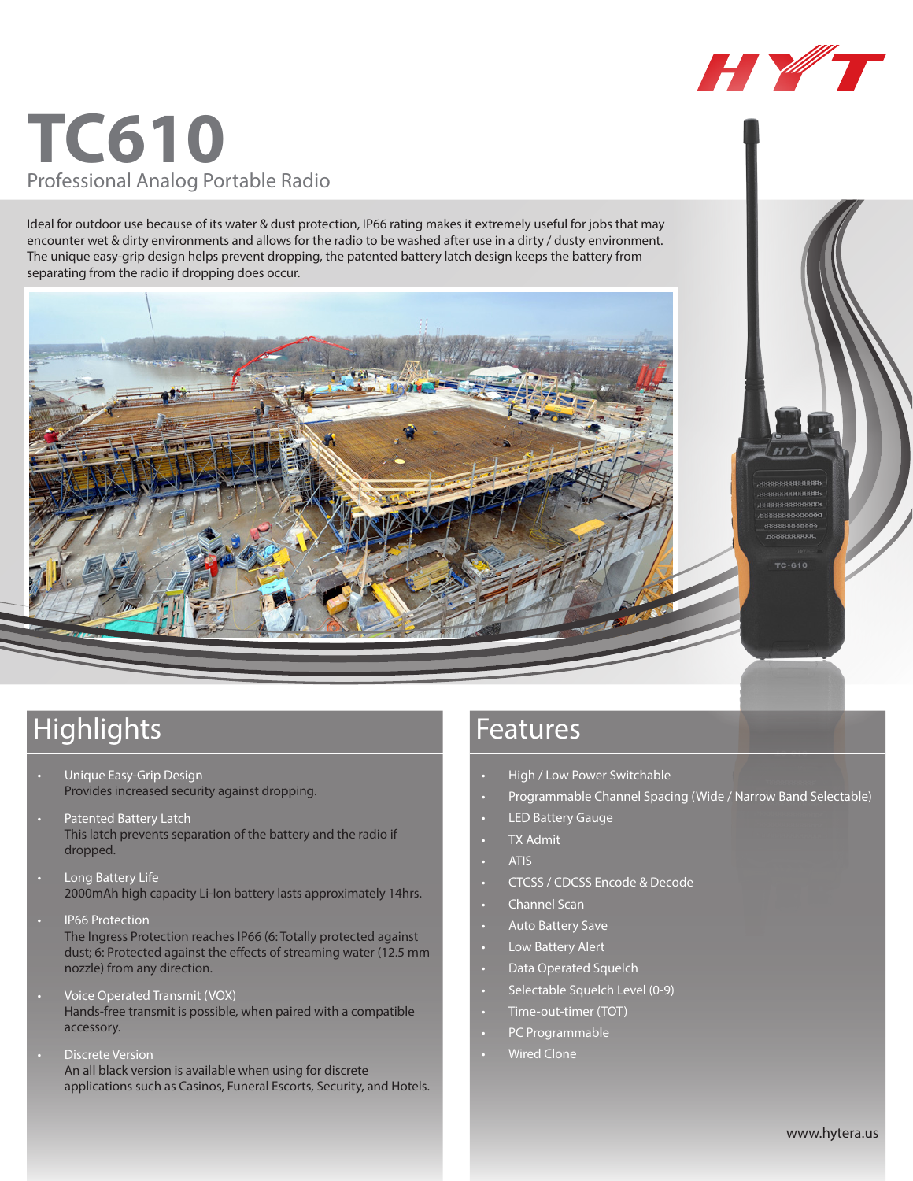# TC610

Professional Analog Portable Radio

Ideal for outdoor use because of its water & dust protection, IP66 rating makes it extremely useful for jobs that may encounter wet & dirty environments and allows for the radio to be washed after use in a dirty / dusty environment. The unique easy-grip design helps prevent dropping, the patented battery latch design keeps the battery from separating from the radio if dropping does occur.

## Highlights

- Unique Easy-Grip Design
  Provides increased security against dropping.
- Patented Battery Latch
  This latch prevents separation of the battery and the radio if dropped.
- Long Battery Life
  2000mAh high capacity Li-Ion battery lasts approximately 14hrs.
- IP66 Protection
  The Ingress Protection reaches IP66 (6: Totally protected against dust; 6: Protected against the effects of streaming water (12.5 mm nozzle) from any direction.
- Voice Operated Transmit (VOX)
  Hands-free transmit is possible, when paired with a compatible accessory.
- Discrete Version
  An all black version is available when using for discrete applications such as Casinos, Funeral Escorts, Security, and Hotels.

## Features

- High / Low Power Switchable
- Programmable Channel Spacing (Wide / Narrow Band Selectable)
- LED Battery Gauge
- TX Admit
- ATIS
- CTCSS / CDCSS Encode & Decode
- Channel Scan
- Auto Battery Save
- Low Battery Alert
- Data Operated Squelch
- Selectable Squelch Level (0-9)
- Time-out-timer (TOT)
- PC Programmable
- Wired Clone

www.hytera.us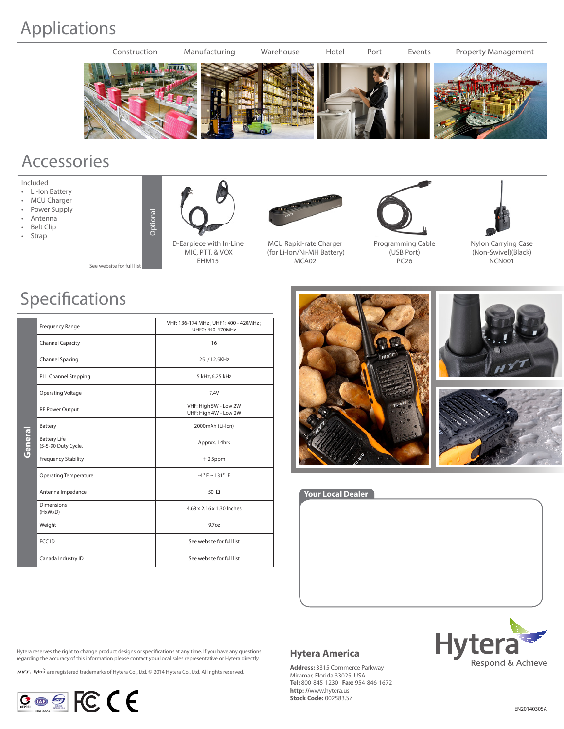# Applications

Construction | Manufacturing | Warehouse | Hotel | Port | Events | Property Management

# Accessories

Included

- Li-Ion Battery
- MCU Charger
- Power Supply
- Antenna
- Belt Clip
- Strap

See website for full list

Optional

D-Earpiece with In-Line MIC, PTT, & VOX
EHM15

MCU Rapid-rate Charger (for Li-Ion/Ni-MH Battery)
MCA02

Programming Cable (USB Port)
PC26

Nylon Carrying Case (Non-Swivel)(Black)
NCN001

# Specifications

| | | |
|---|---|---|
| General | Frequency Range | VHF: 136-174 MHz ; UHF1: 400 - 420MHz ; UHF2: 450-470MHz |
| | Channel Capacity | 16 |
| | Channel Spacing | 25 / 12.5KHz |
| | PLL Channel Stepping | 5 kHz, 6.25 kHz |
| | Operating Voltage | 7.4V |
| | RF Power Output | VHF: High 5W - Low 2W<br>UHF: High 4W - Low 2W |
| | Battery | 2000mAh (Li-Ion) |
| | Battery Life (5-5-90 Duty Cycle, | Approx. 14hrs |
| | Frequency Stability | ±2.5ppm |
| | Operating Temperature | -4° F ~ 131° F |
| | Antenna Impedance | 50 Ω |
| | Dimensions (HxWxD) | 4.68 x 2.16 x 1.30 Inches |
| | Weight | 9.7oz |
| | FCC ID | See website for full list |
| | Canada Industry ID | See website for full list |

**Your Local Dealer**

Hytera reserves the right to change product designs or specifications at any time. If you have any questions regarding the accuracy of this information please contact your local sales representative or Hytera directly.

HYT, Hytera are registered trademarks of Hytera Co., Ltd. © 2014 Hytera Co., Ltd. All rights reserved.

## Hytera America

**Address:** 3315 Commerce Parkway
Miramar, Florida 33025, USA
**Tel:** 800-845-1230 **Fax:** 954-846-1672
**http:** //www.hytera.us
**Stock Code:** 002583.SZ

Hytera
Respond & Achieve

EN20140305A